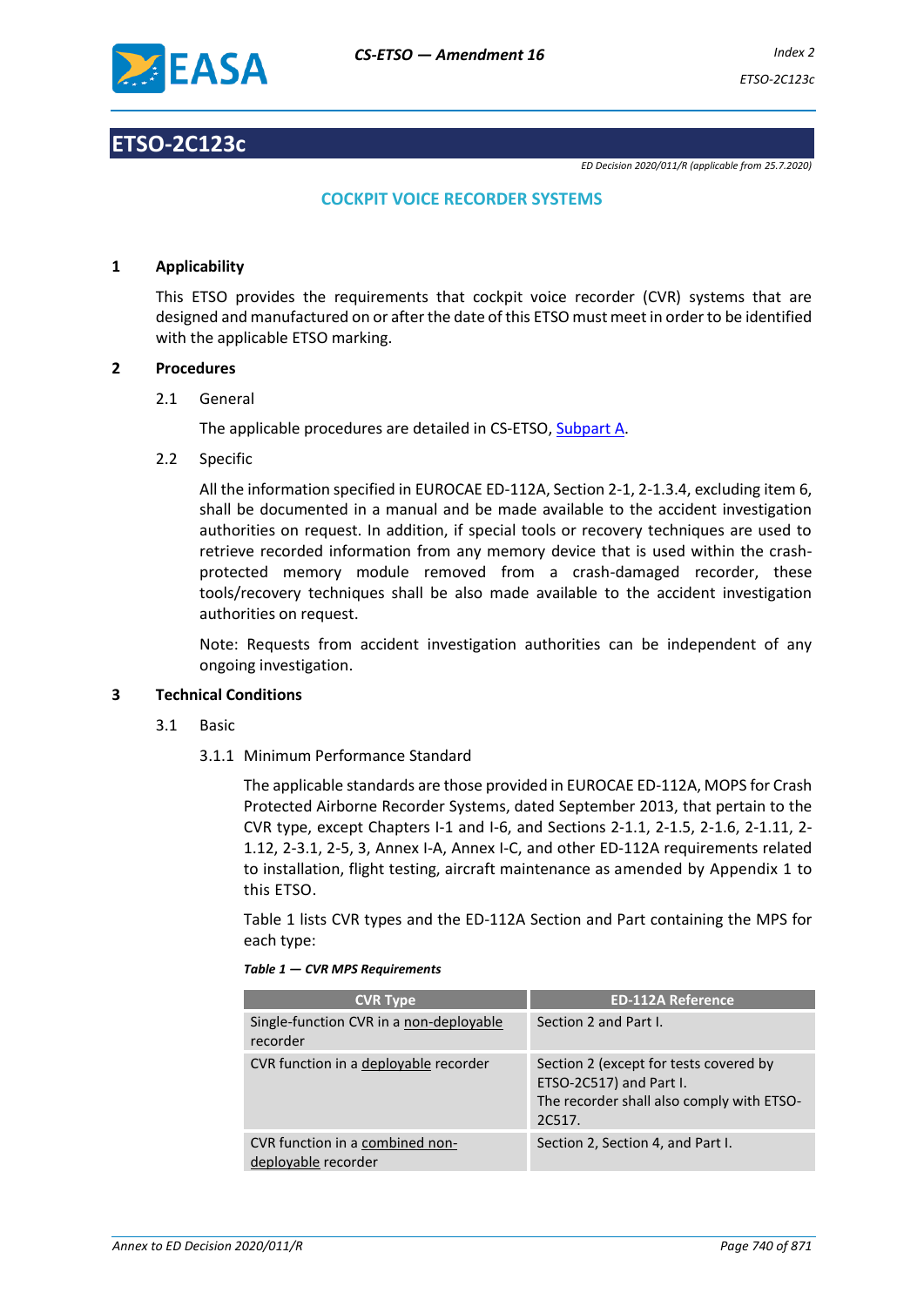# ETSO-2C123c

*ED Decision 2020/011/R (applicable from 25.7.2020)*

## COCKPIT VOICE RECORDER SYSTEMS

### 1 Applicability

This ETSO provides the requirements that cockpit voice recorder (CVR) systems that are designed and manufactured on or after the date of this ETSO must meet in order to be identified with the applicable ETSO marking.

### 2 Procedures

2.1 General

The applicable procedures are detailed in CS-ETSO, Subpart A.

2.2 Specific

All the information specified in EUROCAE ED-112A, Section 2-1, 2-1.3.4, excluding item 6, shall be documented in a manual and be made available to the accident investigation authorities on request. In addition, if special tools or recovery techniques are used to retrieve recorded information from any memory device that is used within the crash-protected memory module removed from a crash-damaged recorder, these tools/recovery techniques shall be also made available to the accident investigation authorities on request.

Note: Requests from accident investigation authorities can be independent of any ongoing investigation.

### 3 Technical Conditions

3.1 Basic

3.1.1 Minimum Performance Standard

The applicable standards are those provided in EUROCAE ED-112A, MOPS for Crash Protected Airborne Recorder Systems, dated September 2013, that pertain to the CVR type, except Chapters I-1 and I-6, and Sections 2-1.1, 2-1.5, 2-1.6, 2-1.11, 2-1.12, 2-3.1, 2-5, 3, Annex I-A, Annex I-C, and other ED-112A requirements related to installation, flight testing, aircraft maintenance as amended by Appendix 1 to this ETSO.

Table 1 lists CVR types and the ED-112A Section and Part containing the MPS for each type:

*Table 1 — CVR MPS Requirements*

| CVR Type | ED-112A Reference |
| --- | --- |
| Single-function CVR in a non-deployable recorder | Section 2 and Part I. |
| CVR function in a deployable recorder | Section 2 (except for tests covered by ETSO-2C517) and Part I. The recorder shall also comply with ETSO-2C517. |
| CVR function in a combined non-deployable recorder | Section 2, Section 4, and Part I. |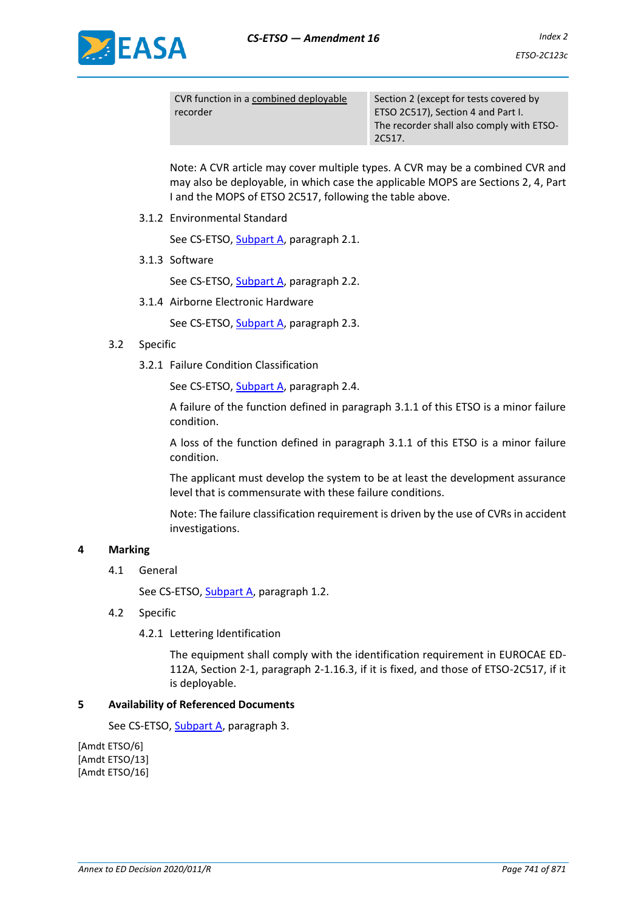| CVR function in a combined deployable recorder | Section 2 (except for tests covered by ETSO 2C517), Section 4 and Part I. The recorder shall also comply with ETSO-2C517. |
|---|---|

Note: A CVR article may cover multiple types. A CVR may be a combined CVR and may also be deployable, in which case the applicable MOPS are Sections 2, 4, Part I and the MOPS of ETSO 2C517, following the table above.

3.1.2 Environmental Standard

See CS-ETSO, Subpart A, paragraph 2.1.

3.1.3 Software

See CS-ETSO, Subpart A, paragraph 2.2.

3.1.4 Airborne Electronic Hardware

See CS-ETSO, Subpart A, paragraph 2.3.

3.2 Specific

3.2.1 Failure Condition Classification

See CS-ETSO, Subpart A, paragraph 2.4.

A failure of the function defined in paragraph 3.1.1 of this ETSO is a minor failure condition.

A loss of the function defined in paragraph 3.1.1 of this ETSO is a minor failure condition.

The applicant must develop the system to be at least the development assurance level that is commensurate with these failure conditions.

Note: The failure classification requirement is driven by the use of CVRs in accident investigations.

## 4 Marking

4.1 General

See CS-ETSO, Subpart A, paragraph 1.2.

4.2 Specific

4.2.1 Lettering Identification

The equipment shall comply with the identification requirement in EUROCAE ED-112A, Section 2-1, paragraph 2-1.16.3, if it is fixed, and those of ETSO-2C517, if it is deployable.

## 5 Availability of Referenced Documents

See CS-ETSO, Subpart A, paragraph 3.

[Amdt ETSO/6]
[Amdt ETSO/13]
[Amdt ETSO/16]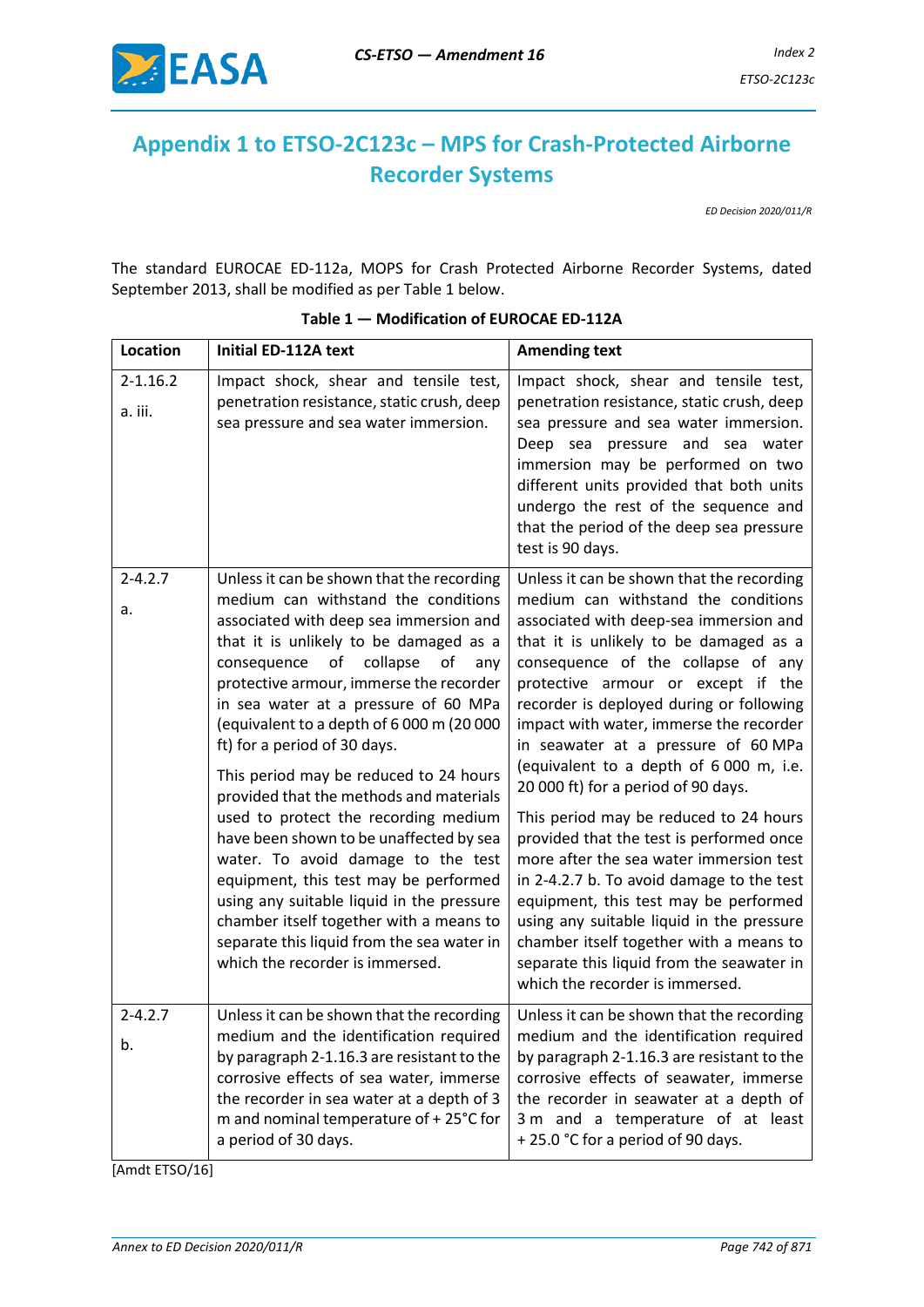# Appendix 1 to ETSO-2C123c – MPS for Crash-Protected Airborne Recorder Systems

*ED Decision 2020/011/R*

The standard EUROCAE ED-112a, MOPS for Crash Protected Airborne Recorder Systems, dated September 2013, shall be modified as per Table 1 below.

**Table 1 — Modification of EUROCAE ED-112A**

| Location | Initial ED-112A text | Amending text |
|---|---|---|
| 2-1.16.2 a. iii. | Impact shock, shear and tensile test, penetration resistance, static crush, deep sea pressure and sea water immersion. | Impact shock, shear and tensile test, penetration resistance, static crush, deep sea pressure and sea water immersion. Deep sea pressure and sea water immersion may be performed on two different units provided that both units undergo the rest of the sequence and that the period of the deep sea pressure test is 90 days. |
| 2-4.2.7 a. | Unless it can be shown that the recording medium can withstand the conditions associated with deep sea immersion and that it is unlikely to be damaged as a consequence of collapse of any protective armour, immerse the recorder in sea water at a pressure of 60 MPa (equivalent to a depth of 6 000 m (20 000 ft) for a period of 30 days.<br><br>This period may be reduced to 24 hours provided that the methods and materials used to protect the recording medium have been shown to be unaffected by sea water. To avoid damage to the test equipment, this test may be performed using any suitable liquid in the pressure chamber itself together with a means to separate this liquid from the sea water in which the recorder is immersed. | Unless it can be shown that the recording medium can withstand the conditions associated with deep-sea immersion and that it is unlikely to be damaged as a consequence of the collapse of any protective armour or except if the recorder is deployed during or following impact with water, immerse the recorder in seawater at a pressure of 60 MPa (equivalent to a depth of 6 000 m, i.e. 20 000 ft) for a period of 90 days.<br><br>This period may be reduced to 24 hours provided that the test is performed once more after the sea water immersion test in 2-4.2.7 b. To avoid damage to the test equipment, this test may be performed using any suitable liquid in the pressure chamber itself together with a means to separate this liquid from the seawater in which the recorder is immersed. |
| 2-4.2.7 b. | Unless it can be shown that the recording medium and the identification required by paragraph 2-1.16.3 are resistant to the corrosive effects of sea water, immerse the recorder in sea water at a depth of 3 m and nominal temperature of + 25°C for a period of 30 days. | Unless it can be shown that the recording medium and the identification required by paragraph 2-1.16.3 are resistant to the corrosive effects of seawater, immerse the recorder in seawater at a depth of 3 m and a temperature of at least + 25.0 °C for a period of 90 days. |

[Amdt ETSO/16]